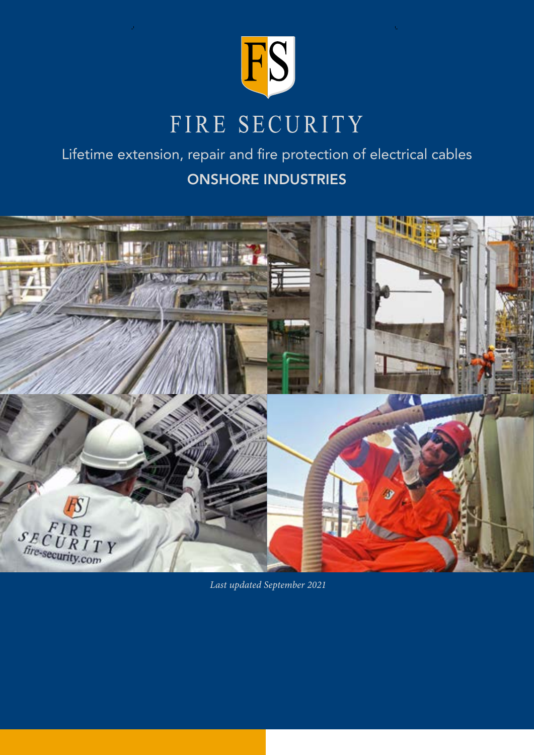# FIRE SECURITY

Lifetime extension, repair and fire protection of electrical cables

## ONSHORE INDUSTRIES

*Last updated September 2021*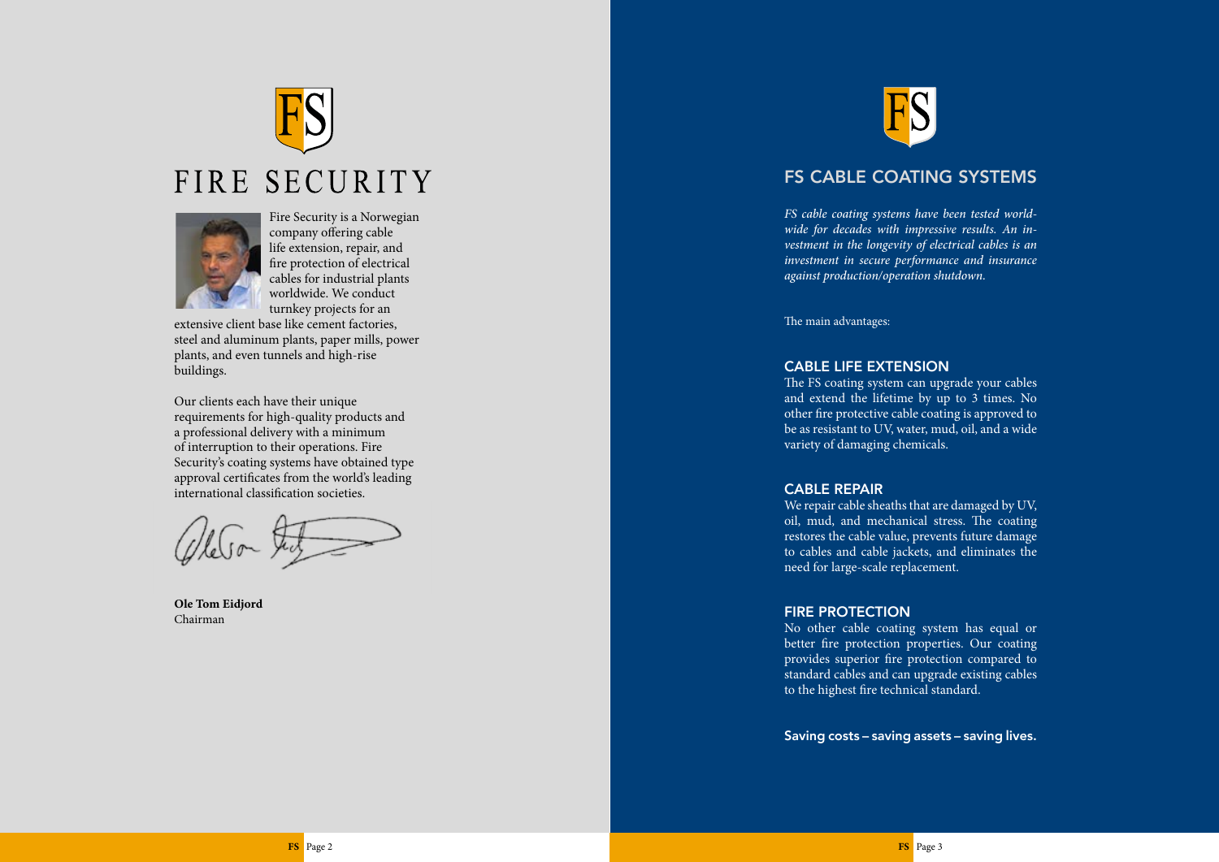# FIRE SECURITY

Fire Security is a Norwegian company offering cable life extension, repair, and fire protection of electrical cables for industrial plants worldwide. We conduct turnkey projects for an extensive client base like cement factories, steel and aluminum plants, paper mills, power plants, and even tunnels and high-rise buildings.

Our clients each have their unique requirements for high-quality products and a professional delivery with a minimum of interruption to their operations. Fire Security's coating systems have obtained type approval certificates from the world's leading international classification societies.

**Ole Tom Eidjord**
Chairman

## FS CABLE COATING SYSTEMS

*FS cable coating systems have been tested worldwide for decades with impressive results. An investment in the longevity of electrical cables is an investment in secure performance and insurance against production/operation shutdown.*

The main advantages:

### CABLE LIFE EXTENSION

The FS coating system can upgrade your cables and extend the lifetime by up to 3 times. No other fire protective cable coating is approved to be as resistant to UV, water, mud, oil, and a wide variety of damaging chemicals.

### CABLE REPAIR

We repair cable sheaths that are damaged by UV, oil, mud, and mechanical stress. The coating restores the cable value, prevents future damage to cables and cable jackets, and eliminates the need for large-scale replacement.

### FIRE PROTECTION

No other cable coating system has equal or better fire protection properties. Our coating provides superior fire protection compared to standard cables and can upgrade existing cables to the highest fire technical standard.

**Saving costs – saving assets – saving lives.**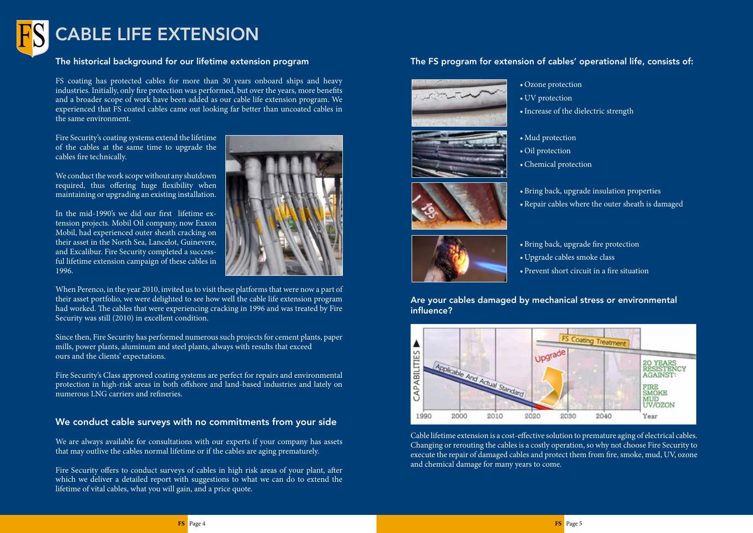# CABLE LIFE EXTENSION

## The historical background for our lifetime extension program

FS coating has protected cables for more than 30 years onboard ships and heavy industries. Initially, only fire protection was performed, but over the years, more benefits and a broader scope of work have been added as our cable life extension program. We experienced that FS coated cables came out looking far better than uncoated cables in the same environment.

Fire Security's coating systems extend the lifetime of the cables at the same time to upgrade the cables fire technically.

We conduct the work scope without any shutdown required, thus offering huge flexibility when maintaining or upgrading an existing installation.

In the mid-1990's we did our first lifetime extension projects. Mobil Oil company, now Exxon Mobil, had experienced outer sheath cracking on their asset in the North Sea, Lancelot, Guinevere, and Excalibur. Fire Security completed a successful lifetime extension campaign of these cables in 1996.

When Perenco, in the year 2010, invited us to visit these platforms that were now a part of their asset portfolio, we were delighted to see how well the cable life extension program had worked. The cables that were experiencing cracking in 1996 and was treated by Fire Security was still (2010) in excellent condition.

Since then, Fire Security has performed numerous such projects for cement plants, paper mills, power plants, aluminum and steel plants, always with results that exceed ours and the clients' expectations.

Fire Security's Class approved coating systems are perfect for repairs and environmental protection in high-risk areas in both offshore and land-based industries and lately on numerous LNG carriers and refineries.

## We conduct cable surveys with no commitments from your side

We are always available for consultations with our experts if your company has assets that may outlive the cables normal lifetime or if the cables are aging prematurely.

Fire Security offers to conduct surveys of cables in high risk areas of your plant, after which we deliver a detailed report with suggestions to what we can do to extend the lifetime of vital cables, what you will gain, and a price quote.

## The FS program for extension of cables' operational life, consists of:

- Ozone protection
- UV protection
- Increase of the dielectric strength

- Mud protection
- Oil protection
- Chemical protection

- Bring back, upgrade insulation properties
- Repair cables where the outer sheath is damaged

- Bring back, upgrade fire protection
- Upgrade cables smoke class
- Prevent short circuit in a fire situation

## Are your cables damaged by mechanical stress or environmental influence?

CAPABILITIES — Applicable And Actual Standard — Upgrade — FS Coating Treatment — 20 YEARS RESISTENCY AGAINST: FIRE SMOKE MUD UV/OZON — 1990 2000 2010 2020 2030 2040 Year

Cable lifetime extension is a cost-effective solution to premature aging of electrical cables. Changing or rerouting the cables is a costly operation, so why not choose Fire Security to execute the repair of damaged cables and protect them from fire, smoke, mud, UV, ozone and chemical damage for many years to come.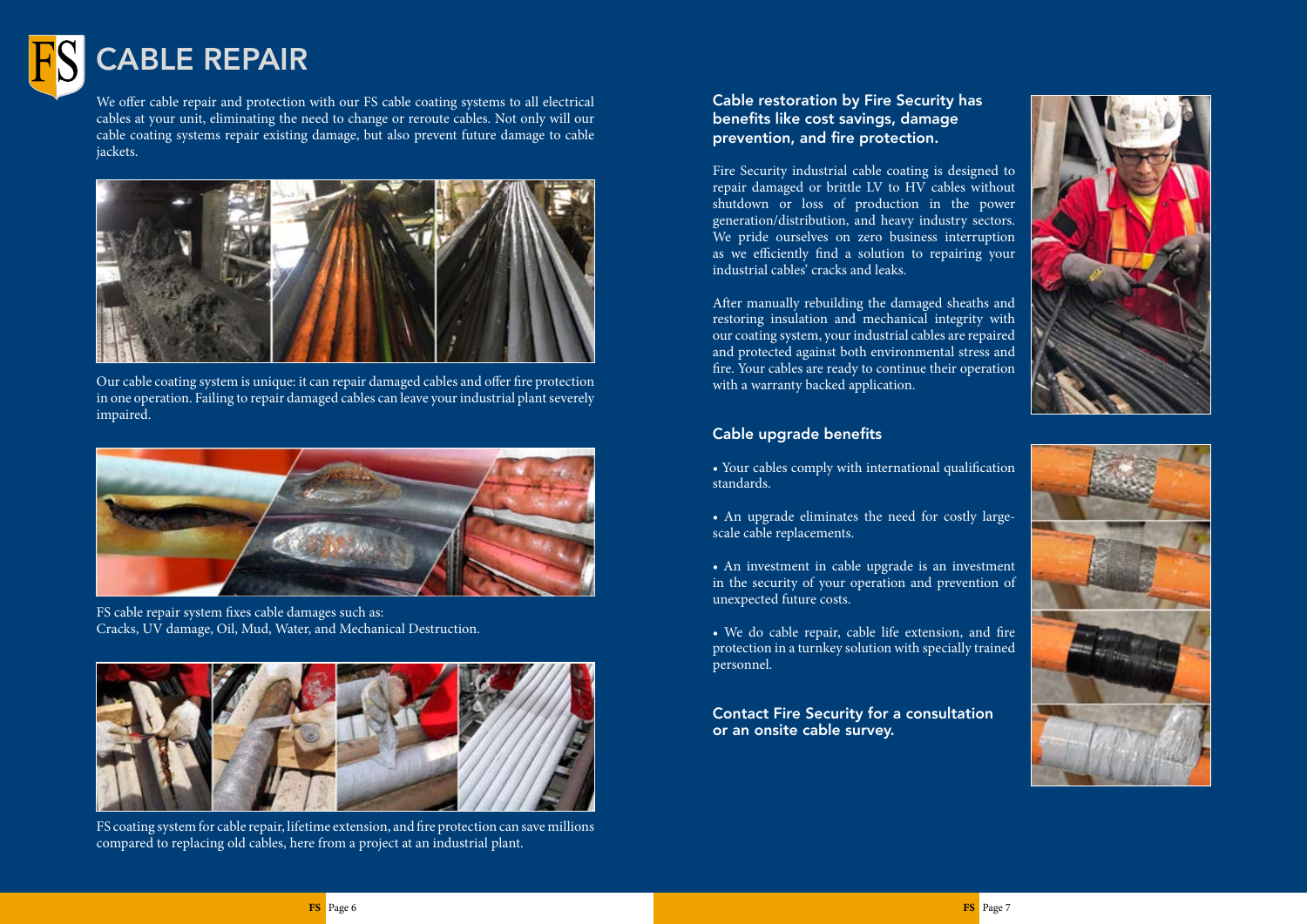# CABLE REPAIR

We offer cable repair and protection with our FS cable coating systems to all electrical cables at your unit, eliminating the need to change or reroute cables. Not only will our cable coating systems repair existing damage, but also prevent future damage to cable jackets.

Our cable coating system is unique: it can repair damaged cables and offer fire protection in one operation. Failing to repair damaged cables can leave your industrial plant severely impaired.

FS cable repair system fixes cable damages such as:
Cracks, UV damage, Oil, Mud, Water, and Mechanical Destruction.

FS coating system for cable repair, lifetime extension, and fire protection can save millions compared to replacing old cables, here from a project at an industrial plant.

## Cable restoration by Fire Security has benefits like cost savings, damage prevention, and fire protection.

Fire Security industrial cable coating is designed to repair damaged or brittle LV to HV cables without shutdown or loss of production in the power generation/distribution, and heavy industry sectors. We pride ourselves on zero business interruption as we efficiently find a solution to repairing your industrial cables' cracks and leaks.

After manually rebuilding the damaged sheaths and restoring insulation and mechanical integrity with our coating system, your industrial cables are repaired and protected against both environmental stress and fire. Your cables are ready to continue their operation with a warranty backed application.

## Cable upgrade benefits

- Your cables comply with international qualification standards.
- An upgrade eliminates the need for costly large-scale cable replacements.
- An investment in cable upgrade is an investment in the security of your operation and prevention of unexpected future costs.
- We do cable repair, cable life extension, and fire protection in a turnkey solution with specially trained personnel.

## Contact Fire Security for a consultation or an onsite cable survey.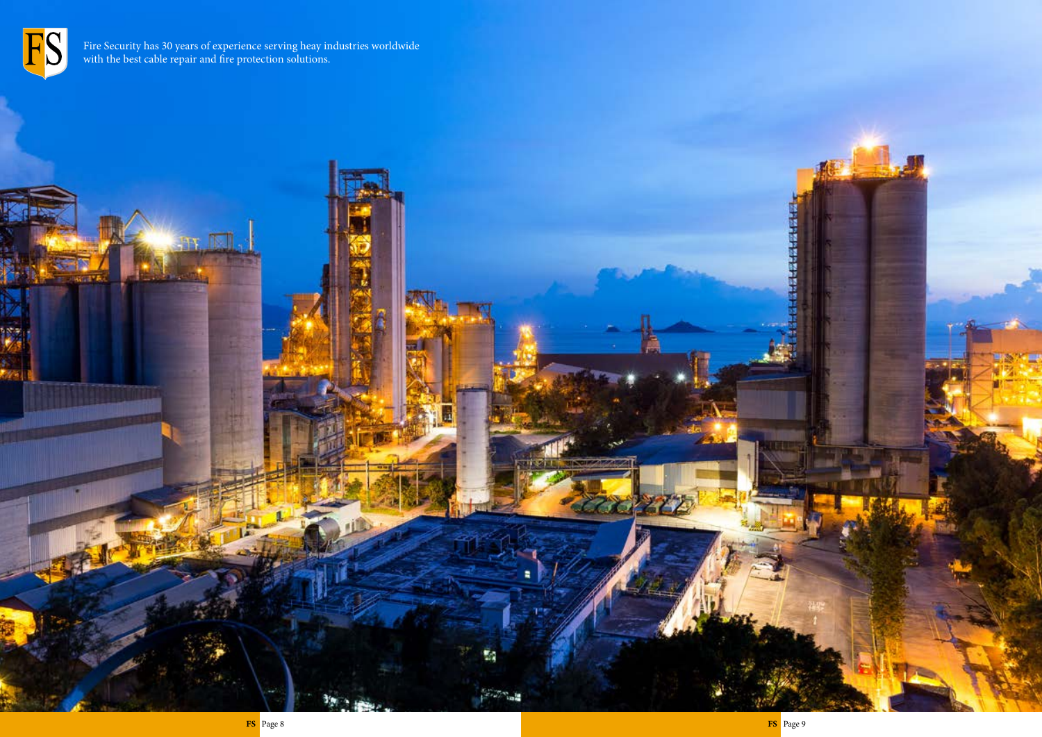Fire Security has 30 years of experience serving heay industries worldwide with the best cable repair and fire protection solutions.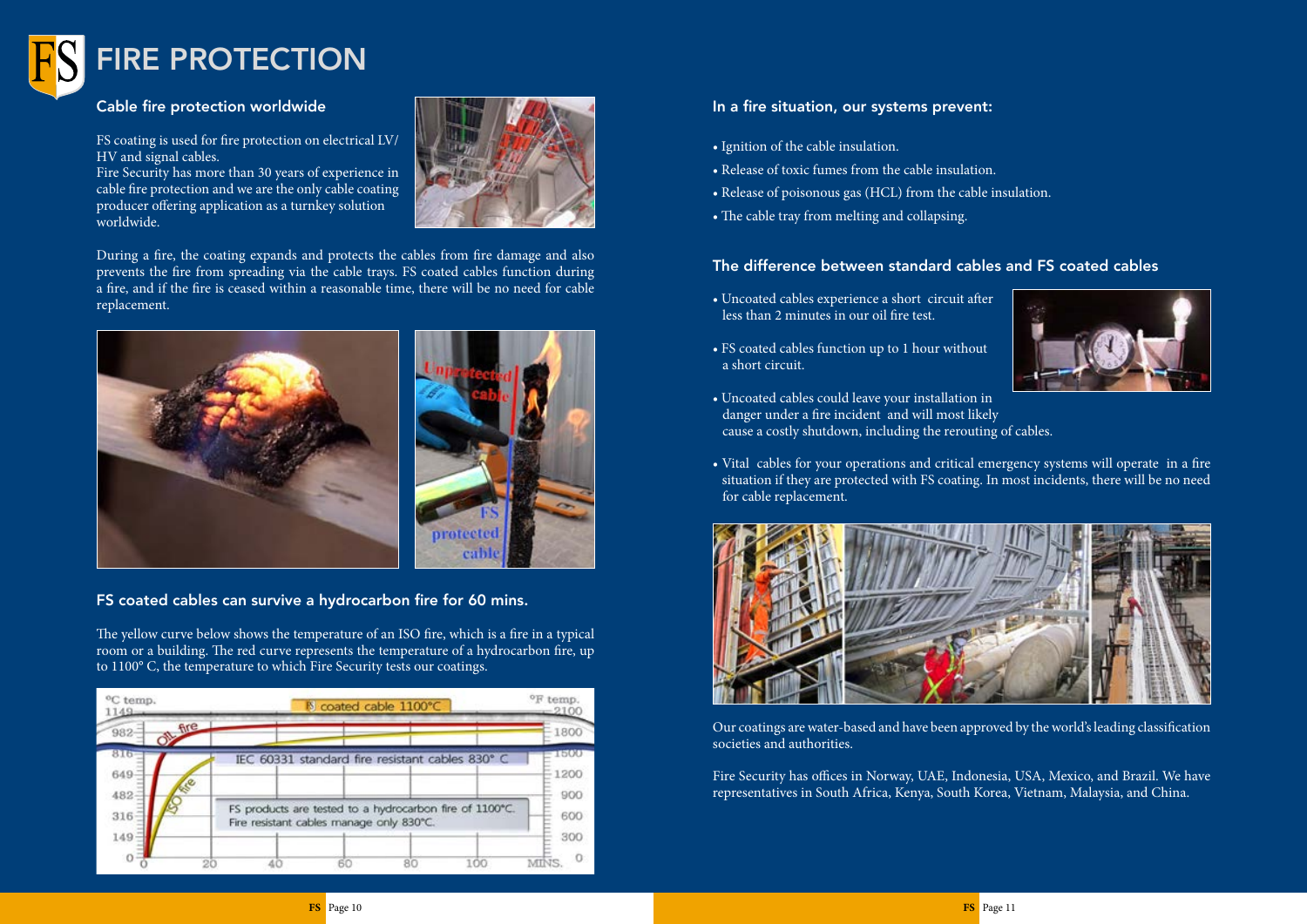# FIRE PROTECTION

## Cable fire protection worldwide

FS coating is used for fire protection on electrical LV/ HV and signal cables.
Fire Security has more than 30 years of experience in cable fire protection and we are the only cable coating producer offering application as a turnkey solution worldwide.

During a fire, the coating expands and protects the cables from fire damage and also prevents the fire from spreading via the cable trays. FS coated cables function during a fire, and if the fire is ceased within a reasonable time, there will be no need for cable replacement.

## FS coated cables can survive a hydrocarbon fire for 60 mins.

The yellow curve below shows the temperature of an ISO fire, which is a fire in a typical room or a building. The red curve represents the temperature of a hydrocarbon fire, up to 1100° C, the temperature to which Fire Security tests our coatings.

## In a fire situation, our systems prevent:

- Ignition of the cable insulation.
- Release of toxic fumes from the cable insulation.
- Release of poisonous gas (HCL) from the cable insulation.
- The cable tray from melting and collapsing.

## The difference between standard cables and FS coated cables

- Uncoated cables experience a short circuit after less than 2 minutes in our oil fire test.
- FS coated cables function up to 1 hour without a short circuit.
- Uncoated cables could leave your installation in danger under a fire incident and will most likely cause a costly shutdown, including the rerouting of cables.
- Vital cables for your operations and critical emergency systems will operate in a fire situation if they are protected with FS coating. In most incidents, there will be no need for cable replacement.

Our coatings are water-based and have been approved by the world's leading classification societies and authorities.

Fire Security has offices in Norway, UAE, Indonesia, USA, Mexico, and Brazil. We have representatives in South Africa, Kenya, South Korea, Vietnam, Malaysia, and China.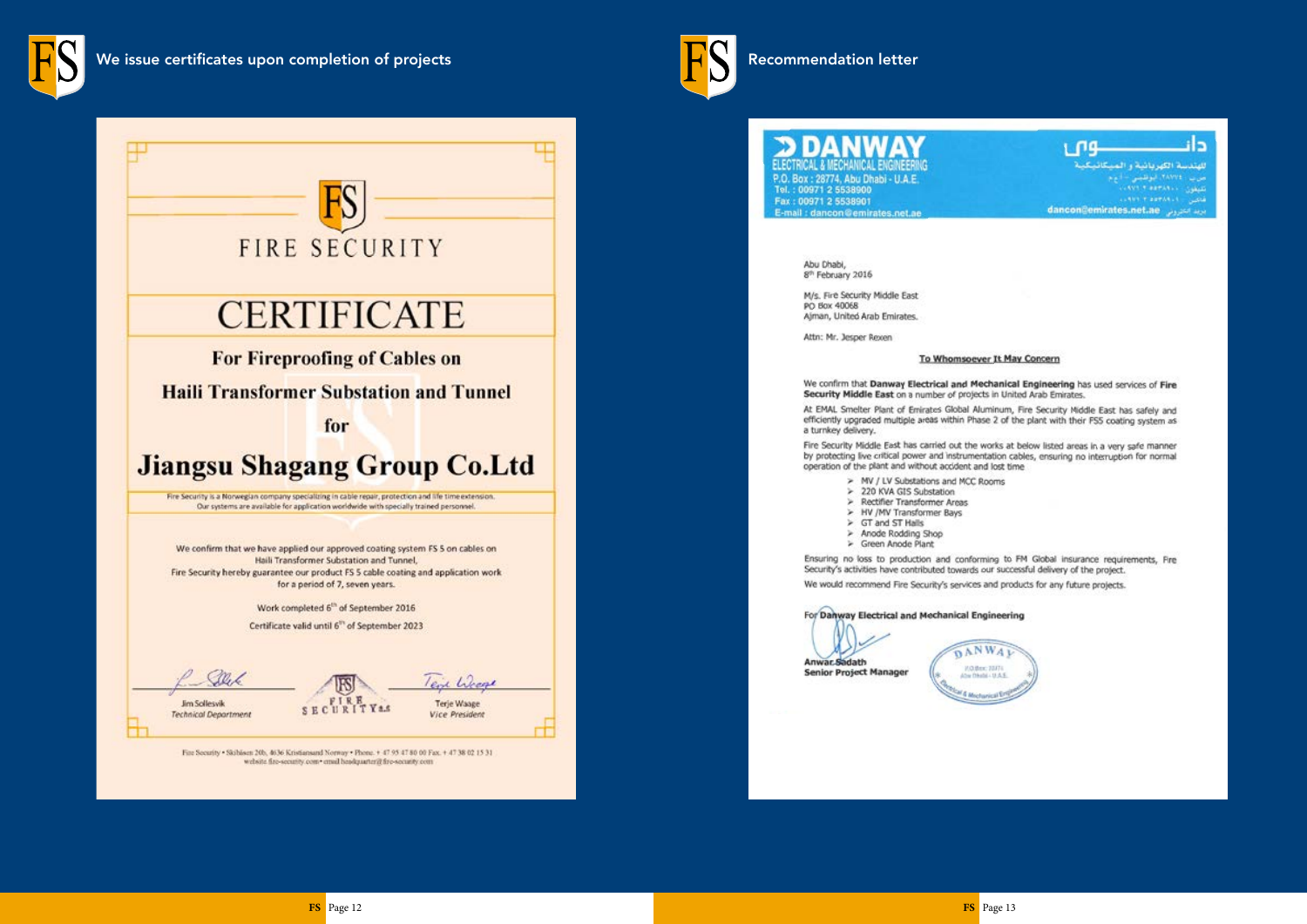## We issue certificates upon completion of projects

FIRE SECURITY

# CERTIFICATE

**For Fireproofing of Cables on**

**Haili Transformer Substation and Tunnel**

**for**

**Jiangsu Shagang Group Co.Ltd**

Fire Security is a Norwegian company specializing in cable repair, protection and life time extension. Our systems are available for application worldwide with specially trained personnel.

We confirm that we have applied our approved coating system FS 5 on cables on Haili Transformer Substation and Tunnel, Fire Security hereby guarantee our product FS 5 cable coating and application work for a period of 7, seven years.

Work completed 6th of September 2016

Certificate valid until 6th of September 2023

Jim Sollesvik
*Technical Department*

FIRE SECURITY a.s

Terje Waage
*Vice President*

Fire Security • Skibåsen 26b, 4636 Kristiansand Norway • Phone. + 47 95 47 80 00 Fax. + 47 38 02 15 31 website fire-security.com • email headquarter@fire-security.com

## Recommendation letter

**DANWAY**
ELECTRICAL & MECHANICAL ENGINEERING
P.O. Box : 28774, Abu Dhabi - U.A.E.
Tel. : 00971 2 5538900
Fax : 00971 2 5538901
E-mail : dancon@emirates.net.ae

دانوي
للهندسة الكهربائية و الميكانيكية
dancon@emirates.net.ae

Abu Dhabi,
8th February 2016

M/s. Fire Security Middle East
PO Box 40068
Ajman, United Arab Emirates.

Attn: Mr. Jesper Rexen

**To Whomsoever It May Concern**

We confirm that **Danway Electrical and Mechanical Engineering** has used services of **Fire Security Middle East** on a number of projects in United Arab Emirates.

At EMAL Smelter Plant of Emirates Global Aluminum, Fire Security Middle East has safely and efficiently upgraded multiple areas within Phase 2 of the plant with their FS5 coating system as a turnkey delivery.

Fire Security Middle East has carried out the works at below listed areas in a very safe manner by protecting live critical power and instrumentation cables, ensuring no interruption for normal operation of the plant and without accident and lost time

- MV / LV Substations and MCC Rooms
- 220 KVA GIS Substation
- Rectifier Transformer Areas
- HV /MV Transformer Bays
- GT and ST Halls
- Anode Rodding Shop
- Green Anode Plant

Ensuring no loss to production and conforming to FM Global insurance requirements, Fire Security's activities have contributed towards our successful delivery of the project.

We would recommend Fire Security's services and products for any future projects.

**For Danway Electrical and Mechanical Engineering**

**Anwar Sadath**
**Senior Project Manager**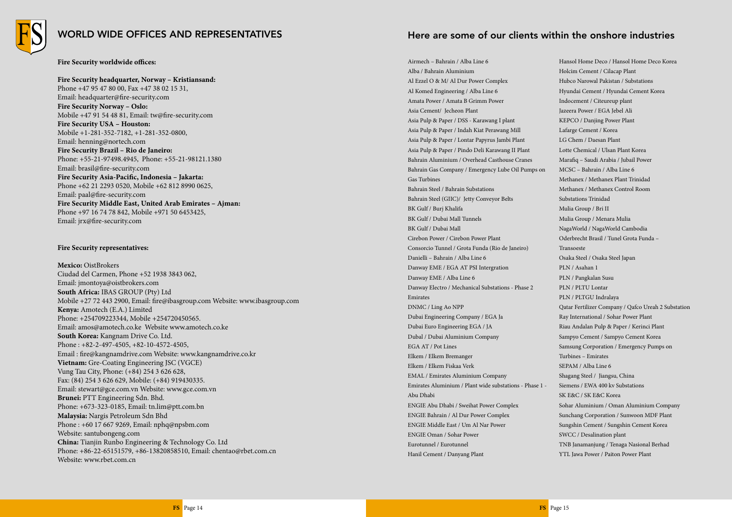## WORLD WIDE OFFICES AND REPRESENTATIVES

**Fire Security worldwide offices:**

**Fire Security headquarter, Norway – Kristiansand:**
Phone +47 95 47 80 00, Fax +47 38 02 15 31,
Email: headquarter@fire-security.com
**Fire Security Norway – Oslo:**
Mobile +47 91 54 48 81, Email: tw@fire-security.com
**Fire Security USA – Houston:**
Mobile +1-281-352-7182, +1-281-352-0800,
Email: henning@nortech.com
**Fire Security Brazil – Rio de Janeiro:**
Phone: +55-21-97498.4945, Phone: +55-21-98121.1380
Email: brasil@fire-security.com
**Fire Security Asia-Pacific, Indonesia – Jakarta:**
Phone +62 21 2293 0520, Mobile +62 812 8990 0625,
Email: paal@fire-security.com
**Fire Security Middle East, United Arab Emirates – Ajman:**
Phone +97 16 74 78 842, Mobile +971 50 6453425,
Email: jrx@fire-security.com

**Fire Security representatives:**

**Mexico:** OistBrokers
Ciudad del Carmen, Phone +52 1938 3843 062,
Email: jmontoya@oistbrokers.com
**South Africa:** IBAS GROUP (Pty) Ltd
Mobile +27 72 443 2900, Email: fire@ibasgroup.com Website: www.ibasgroup.com
**Kenya:** Amotech (E.A.) Limited
Phone: +254709223344, Mobile +254720450565.
Email: amos@amotech.co.ke Website www.amotech.co.ke
**South Korea:** Kangnam Drive Co. Ltd.
Phone : +82-2-497-4505, +82-10-4572-4505,
Email : fire@kangnamdrive.com Website: www.kangnamdrive.co.kr
**Vietnam:** Gre-Coating Engineering JSC (VGCE)
Vung Tau City, Phone: (+84) 254 3 626 628,
Fax: (84) 254 3 626 629, Mobile: (+84) 919430335.
Email: stewart@gce.com.vn Website: www.gce.com.vn
**Brunei:** PTT Engineering Sdn. Bhd.
Phone: +673-323-0185, Email: tn.lim@ptt.com.bn
**Malaysia:** Nargis Petroleum Sdn Bhd
Phone : +60 17 667 9269, Email: nphq@npsbm.com
Website: santubongeng.com
**China:** Tianjin Runbo Engineering & Technology Co. Ltd
Phone: +86-22-65151579, +86-13820858510, Email: chentao@rbet.com.cn
Website: www.rbet.com.cn

## Here are some of our clients within the onshore industries

Airmech – Bahrain / Alba Line 6
Alba / Bahrain Aluminium
Al Ezzel O & M/ Al Dur Power Complex
Al Komed Engineering / Alba Line 6
Amata Power / Amata B Grimm Power
Asia Cement/ Jecheon Plant
Asia Pulp & Paper / DSS - Karawang I plant
Asia Pulp & Paper / Indah Kiat Perawang Mill
Asia Pulp & Paper / Lontar Papyrus Jambi Plant
Asia Pulp & Paper / Pindo Deli Karawang II Plant
Bahrain Aluminium / Overhead Casthouse Cranes
Bahrain Gas Company / Emergency Lube Oil Pumps on Gas Turbines
Bahrain Steel / Bahrain Substations
Bahrain Steel (GIIC)/ Jetty Conveyor Belts
BK Gulf / Burj Khalifa
BK Gulf / Dubai Mall Tunnels
BK Gulf / Dubai Mall
Cirebon Power / Cirebon Power Plant
Consorcio Tunnel / Grota Funda (Rio de Janeiro)
Danielli – Bahrain / Alba Line 6
Danway EME / EGA AT PSI Intergration
Danway EME / Alba Line 6
Danway Electro / Mechanical Substations - Phase 2 Emirates
DNMC / Ling Ao NPP
Dubai Engineering Company / EGA Ja
Dubai Euro Engineering EGA / JA
Dubal / Dubai Aluminium Company
EGA AT / Pot Lines
Elkem / Elkem Bremanger
Elkem / Elkem Fiskaa Verk
EMAL / Emirates Aluminium Company
Emirates Aluminium / Plant wide substations - Phase 1 - Abu Dhabi
ENGIE Abu Dhabi / Sweihat Power Complex
ENGIE Bahrain / Al Dur Power Complex
ENGIE Middle East / Um Al Nar Power
ENGIE Oman / Sohar Power
Eurotunnel / Eurotunnel
Hanil Cement / Danyang Plant
Hansol Home Deco / Hansol Home Deco Korea
Holcim Cement / Cilacap Plant
Hubco Narowal Pakistan / Substations
Hyundai Cement / Hyundai Cement Korea
Indocement / Citeureup plant
Jazeera Power / EGA Jebel Ali
KEPCO / Danjing Power Plant
Lafarge Cement / Korea
LG Chem / Daesan Plant
Lotte Chemical / Ulsan Plant Korea
Marafiq – Saudi Arabia / Jubail Power
MCSC – Bahrain / Alba Line 6
Methanex / Methanex Plant Trinidad
Methanex / Methanex Control Room Substations Trinidad
Mulia Group / Bri II
Mulia Group / Menara Mulia
NagaWorld / NagaWorld Cambodia
Oderbrecht Brasil / Tunel Grota Funda – Transoeste
Osaka Steel / Osaka Steel Japan
PLN / Asahan 1
PLN / Pangkalan Susu
PLN / PLTU Lontar
PLN / PLTGU Indralaya
Qatar Fertilizer Company / Qafco Ureah 2 Substation
Ray International / Sohar Power Plant
Riau Andalan Pulp & Paper / Kerinci Plant
Sampyo Cement / Sampyo Cement Korea
Samsung Corporation / Emergency Pumps on Turbines – Emirates
SEPAM / Alba Line 6
Shagang Steel / Jiangsu, China
Siemens / EWA 400 kv Substations
SK E&C / SK E&C Korea
Sohar Aluminium / Oman Aluminium Company
Sunchang Corporation / Sunwoon MDF Plant
Sungshin Cement / Sungshin Cement Korea
SWCC / Desalination plant
TNB Janamanjung / Tenaga Nasional Berhad
YTL Jawa Power / Paiton Power Plant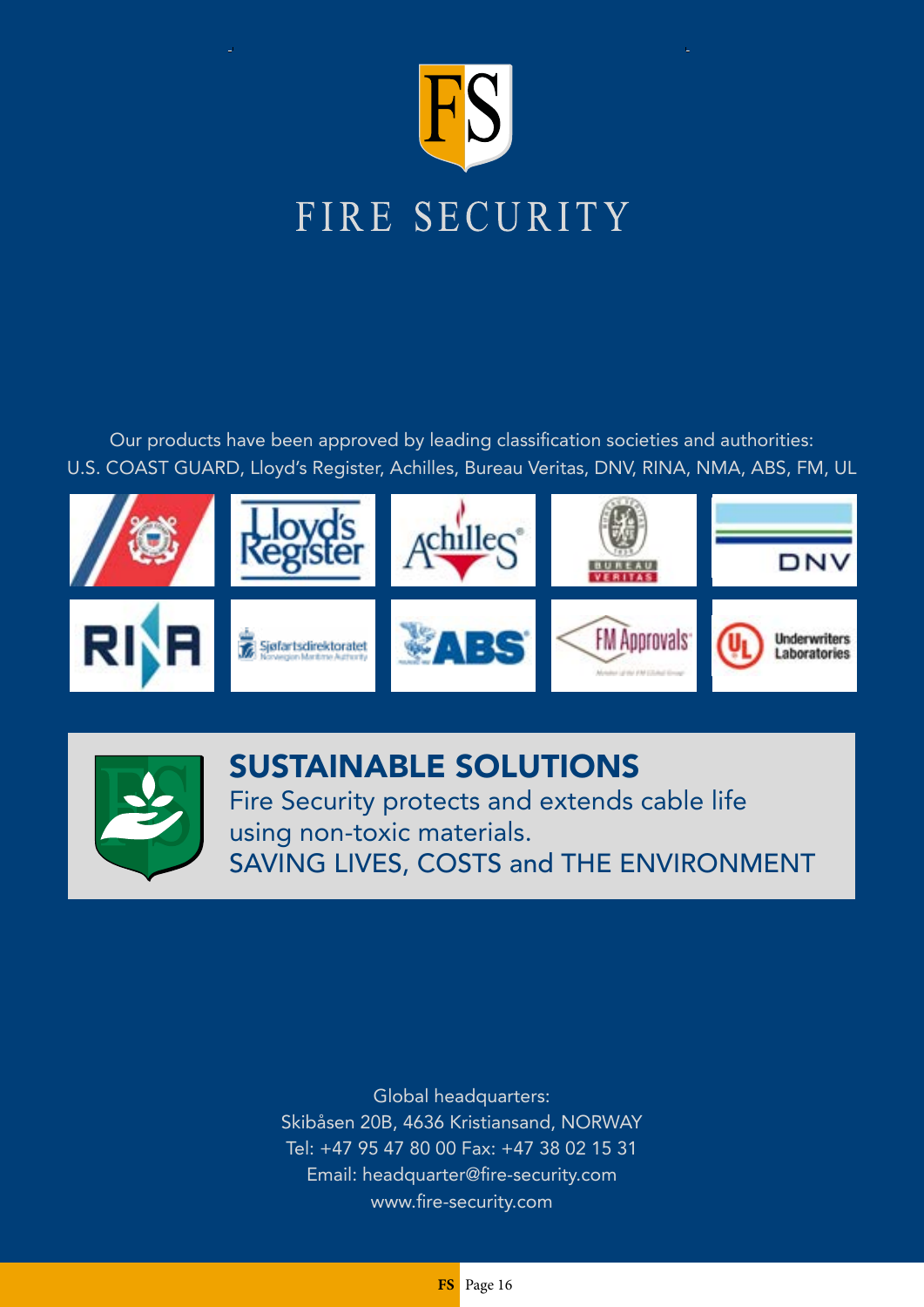# FIRE SECURITY

Our products have been approved by leading classification societies and authorities:
U.S. COAST GUARD, Lloyd's Register, Achilles, Bureau Veritas, DNV, RINA, NMA, ABS, FM, UL

## SUSTAINABLE SOLUTIONS

Fire Security protects and extends cable life using non-toxic materials.
SAVING LIVES, COSTS and THE ENVIRONMENT

Global headquarters:
Skibåsen 20B, 4636 Kristiansand, NORWAY
Tel: +47 95 47 80 00 Fax: +47 38 02 15 31
Email: headquarter@fire-security.com
www.fire-security.com